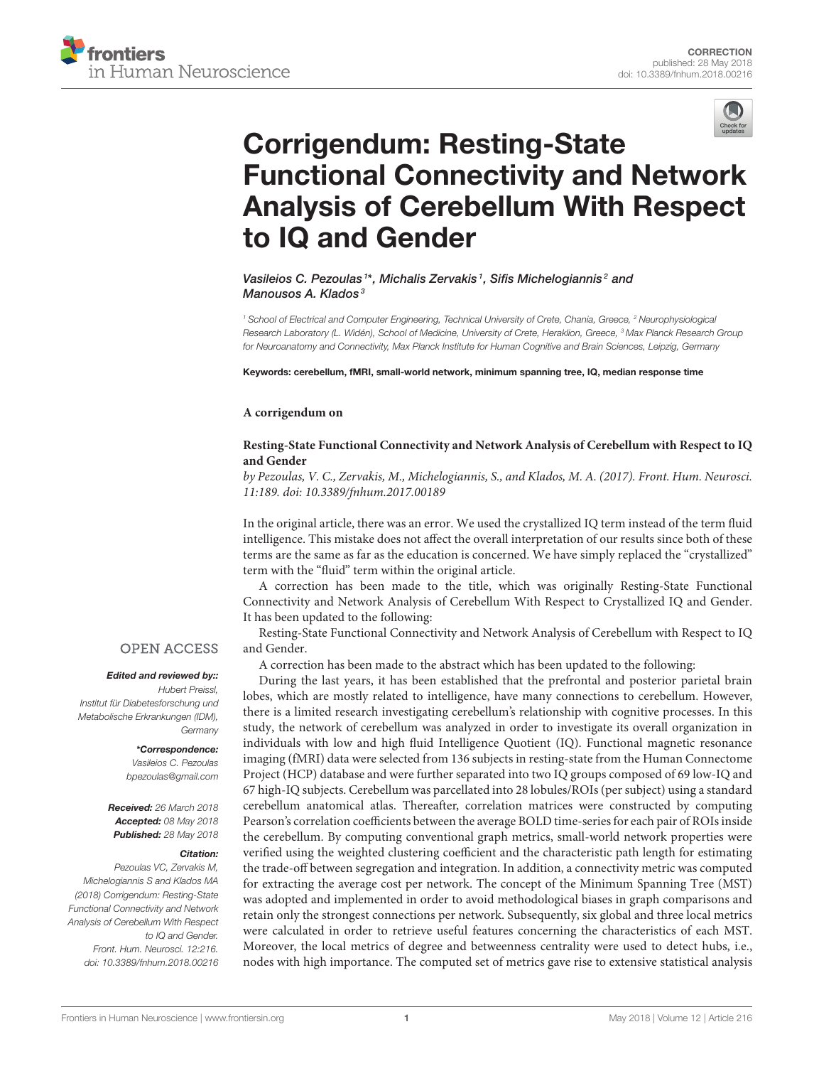CORRECTION
published: 28 May 2018
doi: 10.3389/fnhum.2018.00216

# Corrigendum: Resting-State Functional Connectivity and Network Analysis of Cerebellum With Respect to IQ and Gender

*Vasileios C. Pezoulas[1]\*, Michalis Zervakis[1], Sifis Michelogiannis[2] and Manousos A. Klados[3]*

[1] School of Electrical and Computer Engineering, Technical University of Crete, Chania, Greece, [2] Neurophysiological Research Laboratory (L. Widén), School of Medicine, University of Crete, Heraklion, Greece, [3] Max Planck Research Group for Neuroanatomy and Connectivity, Max Planck Institute for Human Cognitive and Brain Sciences, Leipzig, Germany

**Keywords: cerebellum, fMRI, small-world network, minimum spanning tree, IQ, median response time**

**A corrigendum on**

**Resting-State Functional Connectivity and Network Analysis of Cerebellum with Respect to IQ and Gender**
*by Pezoulas, V. C., Zervakis, M., Michelogiannis, S., and Klados, M. A. (2017). Front. Hum. Neurosci. 11:189. doi: 10.3389/fnhum.2017.00189*

In the original article, there was an error. We used the crystallized IQ term instead of the term fluid intelligence. This mistake does not affect the overall interpretation of our results since both of these terms are the same as far as the education is concerned. We have simply replaced the "crystallized" term with the "fluid" term within the original article.

A correction has been made to the title, which was originally Resting-State Functional Connectivity and Network Analysis of Cerebellum With Respect to Crystallized IQ and Gender. It has been updated to the following:

Resting-State Functional Connectivity and Network Analysis of Cerebellum with Respect to IQ and Gender.

A correction has been made to the abstract which has been updated to the following:

During the last years, it has been established that the prefrontal and posterior parietal brain lobes, which are mostly related to intelligence, have many connections to cerebellum. However, there is a limited research investigating cerebellum's relationship with cognitive processes. In this study, the network of cerebellum was analyzed in order to investigate its overall organization in individuals with low and high fluid Intelligence Quotient (IQ). Functional magnetic resonance imaging (fMRI) data were selected from 136 subjects in resting-state from the Human Connectome Project (HCP) database and were further separated into two IQ groups composed of 69 low-IQ and 67 high-IQ subjects. Cerebellum was parcellated into 28 lobules/ROIs (per subject) using a standard cerebellum anatomical atlas. Thereafter, correlation matrices were constructed by computing Pearson's correlation coefficients between the average BOLD time-series for each pair of ROIs inside the cerebellum. By computing conventional graph metrics, small-world network properties were verified using the weighted clustering coefficient and the characteristic path length for estimating the trade-off between segregation and integration. In addition, a connectivity metric was computed for extracting the average cost per network. The concept of the Minimum Spanning Tree (MST) was adopted and implemented in order to avoid methodological biases in graph comparisons and retain only the strongest connections per network. Subsequently, six global and three local metrics were calculated in order to retrieve useful features concerning the characteristics of each MST. Moreover, the local metrics of degree and betweenness centrality were used to detect hubs, i.e., nodes with high importance. The computed set of metrics gave rise to extensive statistical analysis

OPEN ACCESS

***Edited and reviewed by::***
Hubert Preissl, Institut für Diabetesforschung und Metabolische Erkrankungen (IDM), Germany

***\*Correspondence:***
Vasileios C. Pezoulas
bpezoulas@gmail.com

**Received:** 26 March 2018
**Accepted:** 08 May 2018
**Published:** 28 May 2018

**Citation:**
Pezoulas VC, Zervakis M, Michelogiannis S and Klados MA (2018) Corrigendum: Resting-State Functional Connectivity and Network Analysis of Cerebellum With Respect to IQ and Gender. Front. Hum. Neurosci. 12:216. doi: 10.3389/fnhum.2018.00216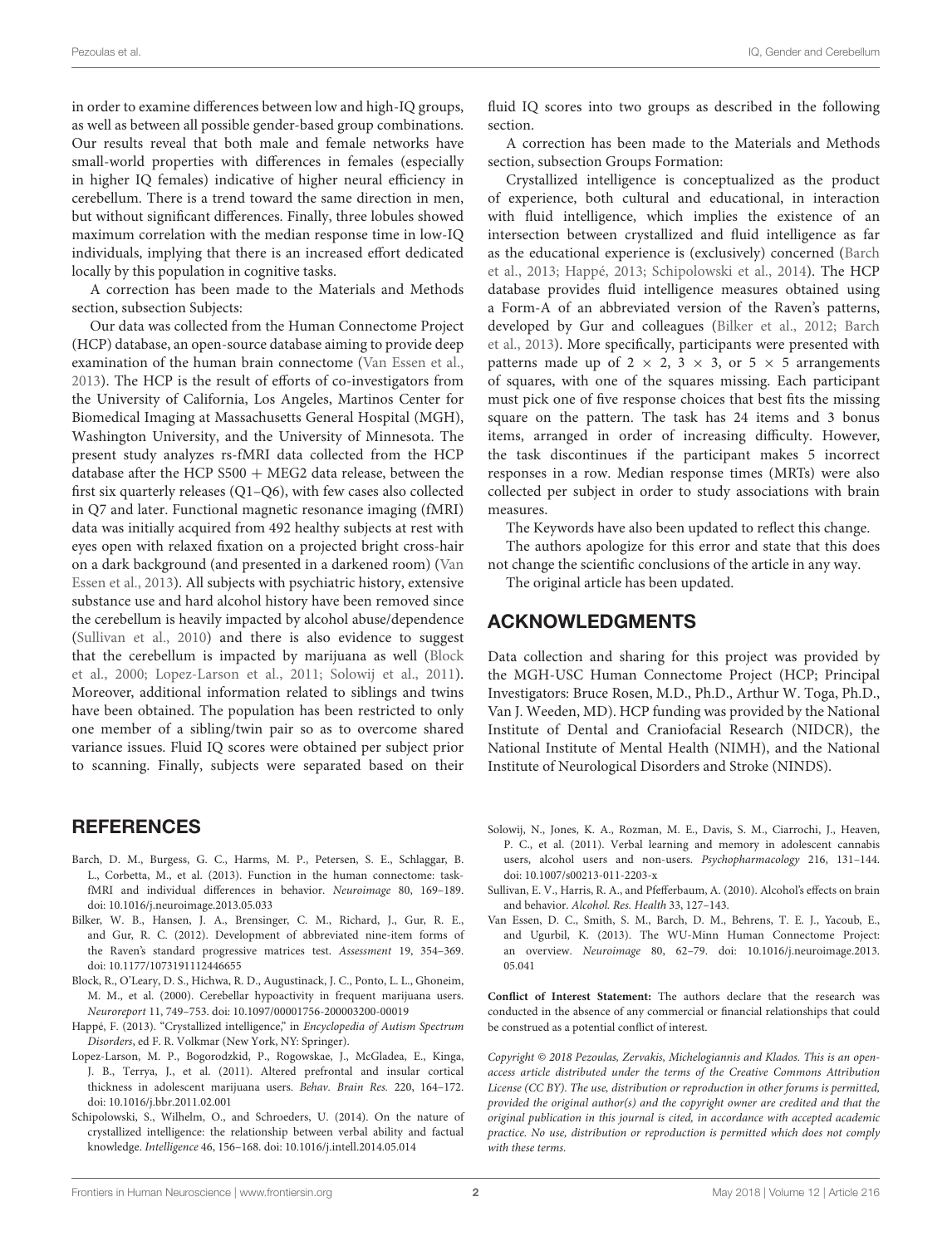in order to examine differences between low and high-IQ groups, as well as between all possible gender-based group combinations. Our results reveal that both male and female networks have small-world properties with differences in females (especially in higher IQ females) indicative of higher neural efficiency in cerebellum. There is a trend toward the same direction in men, but without significant differences. Finally, three lobules showed maximum correlation with the median response time in low-IQ individuals, implying that there is an increased effort dedicated locally by this population in cognitive tasks.

A correction has been made to the Materials and Methods section, subsection Subjects:

Our data was collected from the Human Connectome Project (HCP) database, an open-source database aiming to provide deep examination of the human brain connectome (Van Essen et al., 2013). The HCP is the result of efforts of co-investigators from the University of California, Los Angeles, Martinos Center for Biomedical Imaging at Massachusetts General Hospital (MGH), Washington University, and the University of Minnesota. The present study analyzes rs-fMRI data collected from the HCP database after the HCP S500 + MEG2 data release, between the first six quarterly releases (Q1–Q6), with few cases also collected in Q7 and later. Functional magnetic resonance imaging (fMRI) data was initially acquired from 492 healthy subjects at rest with eyes open with relaxed fixation on a projected bright cross-hair on a dark background (and presented in a darkened room) (Van Essen et al., 2013). All subjects with psychiatric history, extensive substance use and hard alcohol history have been removed since the cerebellum is heavily impacted by alcohol abuse/dependence (Sullivan et al., 2010) and there is also evidence to suggest that the cerebellum is impacted by marijuana as well (Block et al., 2000; Lopez-Larson et al., 2011; Solowij et al., 2011). Moreover, additional information related to siblings and twins have been obtained. The population has been restricted to only one member of a sibling/twin pair so as to overcome shared variance issues. Fluid IQ scores were obtained per subject prior to scanning. Finally, subjects were separated based on their fluid IQ scores into two groups as described in the following section.

A correction has been made to the Materials and Methods section, subsection Groups Formation:

Crystallized intelligence is conceptualized as the product of experience, both cultural and educational, in interaction with fluid intelligence, which implies the existence of an intersection between crystallized and fluid intelligence as far as the educational experience is (exclusively) concerned (Barch et al., 2013; Happé, 2013; Schipolowski et al., 2014). The HCP database provides fluid intelligence measures obtained using a Form-A of an abbreviated version of the Raven's patterns, developed by Gur and colleagues (Bilker et al., 2012; Barch et al., 2013). More specifically, participants were presented with patterns made up of $2 \times 2$, $3 \times 3$, or $5 \times 5$ arrangements of squares, with one of the squares missing. Each participant must pick one of five response choices that best fits the missing square on the pattern. The task has 24 items and 3 bonus items, arranged in order of increasing difficulty. However, the task discontinues if the participant makes 5 incorrect responses in a row. Median response times (MRTs) were also collected per subject in order to study associations with brain measures.

The Keywords have also been updated to reflect this change.

The authors apologize for this error and state that this does not change the scientific conclusions of the article in any way.

The original article has been updated.

## ACKNOWLEDGMENTS

Data collection and sharing for this project was provided by the MGH-USC Human Connectome Project (HCP; Principal Investigators: Bruce Rosen, M.D., Ph.D., Arthur W. Toga, Ph.D., Van J. Weeden, MD). HCP funding was provided by the National Institute of Dental and Craniofacial Research (NIDCR), the National Institute of Mental Health (NIMH), and the National Institute of Neurological Disorders and Stroke (NINDS).

## REFERENCES

Barch, D. M., Burgess, G. C., Harms, M. P., Petersen, S. E., Schlaggar, B. L., Corbetta, M., et al. (2013). Function in the human connectome: task-fMRI and individual differences in behavior. *Neuroimage* 80, 169–189. doi: 10.1016/j.neuroimage.2013.05.033

Bilker, W. B., Hansen, J. A., Brensinger, C. M., Richard, J., Gur, R. E., and Gur, R. C. (2012). Development of abbreviated nine-item forms of the Raven's standard progressive matrices test. *Assessment* 19, 354–369. doi: 10.1177/1073191112446655

Block, R., O'Leary, D. S., Hichwa, R. D., Augustinack, J. C., Ponto, L. L., Ghoneim, M. M., et al. (2000). Cerebellar hypoactivity in frequent marijuana users. *Neuroreport* 11, 749–753. doi: 10.1097/00001756-200003200-00019

Happé, F. (2013). "Crystallized intelligence," in *Encyclopedia of Autism Spectrum Disorders*, ed F. R. Volkmar (New York, NY: Springer).

Lopez-Larson, M. P., Bogorodzkid, P., Rogowskae, J., McGladea, E., Kinga, J. B., Terrya, J., et al. (2011). Altered prefrontal and insular cortical thickness in adolescent marijuana users. *Behav. Brain Res.* 220, 164–172. doi: 10.1016/j.bbr.2011.02.001

Schipolowski, S., Wilhelm, O., and Schroeders, U. (2014). On the nature of crystallized intelligence: the relationship between verbal ability and factual knowledge. *Intelligence* 46, 156–168. doi: 10.1016/j.intell.2014.05.014

Solowij, N., Jones, K. A., Rozman, M. E., Davis, S. M., Ciarrochi, J., Heaven, P. C., et al. (2011). Verbal learning and memory in adolescent cannabis users, alcohol users and non-users. *Psychopharmacology* 216, 131–144. doi: 10.1007/s00213-011-2203-x

Sullivan, E. V., Harris, R. A., and Pfefferbaum, A. (2010). Alcohol's effects on brain and behavior. *Alcohol. Res. Health* 33, 127–143.

Van Essen, D. C., Smith, S. M., Barch, D. M., Behrens, T. E. J., Yacoub, E., and Ugurbil, K. (2013). The WU-Minn Human Connectome Project: an overview. *Neuroimage* 80, 62–79. doi: 10.1016/j.neuroimage.2013.05.041

**Conflict of Interest Statement:** The authors declare that the research was conducted in the absence of any commercial or financial relationships that could be construed as a potential conflict of interest.

*Copyright © 2018 Pezoulas, Zervakis, Michelogiannis and Klados. This is an open-access article distributed under the terms of the Creative Commons Attribution License (CC BY). The use, distribution or reproduction in other forums is permitted, provided the original author(s) and the copyright owner are credited and that the original publication in this journal is cited, in accordance with accepted academic practice. No use, distribution or reproduction is permitted which does not comply with these terms.*